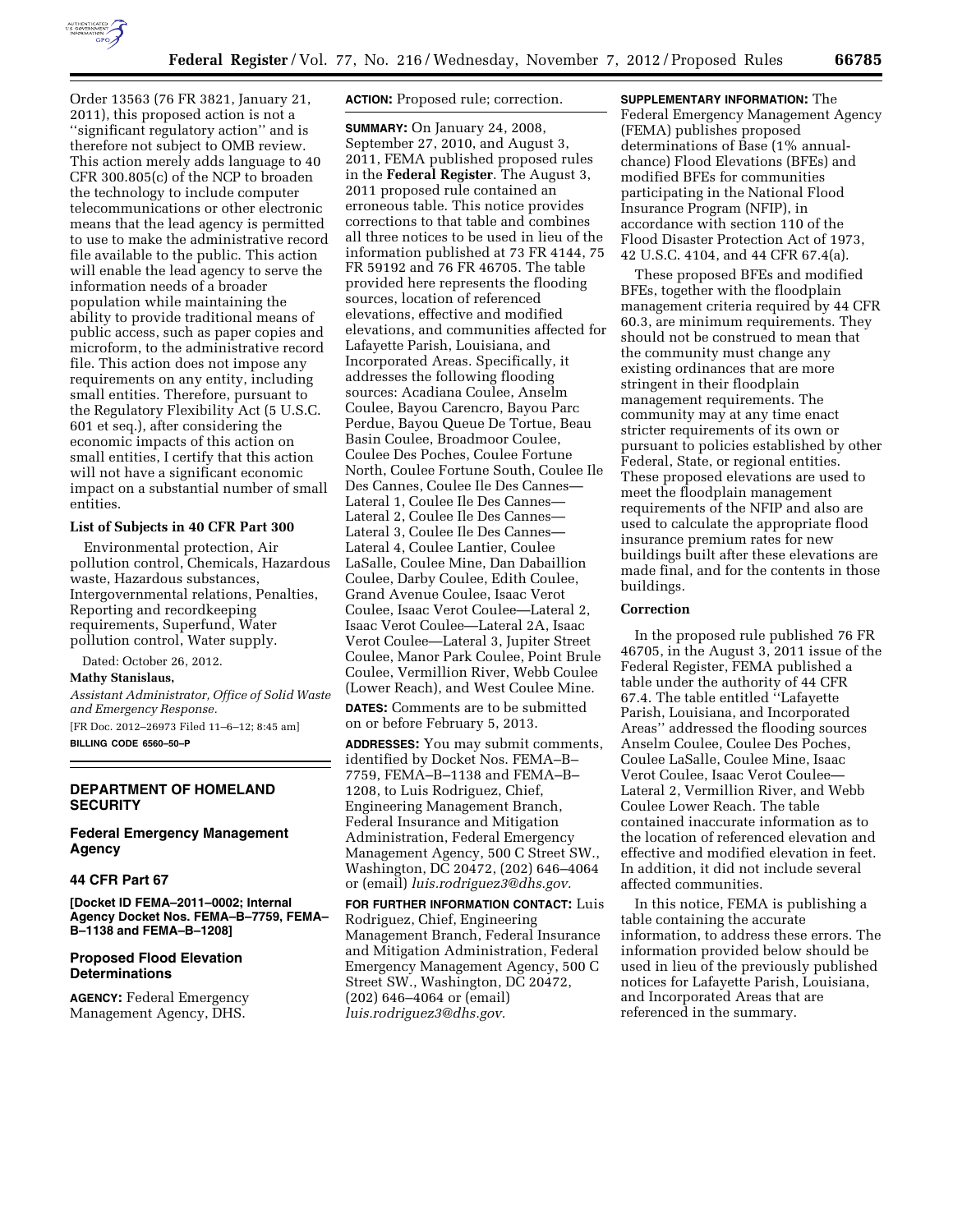Order 13563 (76 FR 3821, January 21, 2011), this proposed action is not a ''significant regulatory action'' and is therefore not subject to OMB review. This action merely adds language to 40 CFR 300.805(c) of the NCP to broaden the technology to include computer telecommunications or other electronic means that the lead agency is permitted to use to make the administrative record file available to the public. This action will enable the lead agency to serve the information needs of a broader population while maintaining the ability to provide traditional means of public access, such as paper copies and microform, to the administrative record file. This action does not impose any requirements on any entity, including small entities. Therefore, pursuant to the Regulatory Flexibility Act (5 U.S.C. 601 et seq.), after considering the economic impacts of this action on small entities, I certify that this action will not have a significant economic impact on a substantial number of small entities.

### List of Subjects in 40 CFR Part 300

Environmental protection, Air pollution control, Chemicals, Hazardous waste, Hazardous substances, Intergovernmental relations, Penalties, Reporting and recordkeeping requirements, Superfund, Water pollution control, Water supply.

Dated: October 26, 2012.

**Mathy Stanislaus,**

*Assistant Administrator, Office of Solid Waste and Emergency Response.*

[FR Doc. 2012–26973 Filed 11–6–12; 8:45 am]

**BILLING CODE 6560–50–P**

## DEPARTMENT OF HOMELAND SECURITY

### Federal Emergency Management Agency

### 44 CFR Part 67

**[Docket ID FEMA–2011–0002; Internal Agency Docket Nos. FEMA–B–7759, FEMA–B–1138 and FEMA–B–1208]**

### Proposed Flood Elevation Determinations

**AGENCY:** Federal Emergency Management Agency, DHS.

**ACTION:** Proposed rule; correction.

**SUMMARY:** On January 24, 2008, September 27, 2010, and August 3, 2011, FEMA published proposed rules in the **Federal Register**. The August 3, 2011 proposed rule contained an erroneous table. This notice provides corrections to that table and combines all three notices to be used in lieu of the information published at 73 FR 4144, 75 FR 59192 and 76 FR 46705. The table provided here represents the flooding sources, location of referenced elevations, effective and modified elevations, and communities affected for Lafayette Parish, Louisiana, and Incorporated Areas. Specifically, it addresses the following flooding sources: Acadiana Coulee, Anselm Coulee, Bayou Carencro, Bayou Parc Perdue, Bayou Queue De Tortue, Beau Basin Coulee, Broadmoor Coulee, Coulee Des Poches, Coulee Fortune North, Coulee Fortune South, Coulee Ile Des Cannes, Coulee Ile Des Cannes—Lateral 1, Coulee Ile Des Cannes—Lateral 2, Coulee Ile Des Cannes—Lateral 3, Coulee Ile Des Cannes—Lateral 4, Coulee Lantier, Coulee LaSalle, Coulee Mine, Dan Dabaillion Coulee, Darby Coulee, Edith Coulee, Grand Avenue Coulee, Isaac Verot Coulee, Isaac Verot Coulee—Lateral 2, Isaac Verot Coulee—Lateral 2A, Isaac Verot Coulee—Lateral 3, Jupiter Street Coulee, Manor Park Coulee, Point Brule Coulee, Vermillion River, Webb Coulee (Lower Reach), and West Coulee Mine.

**DATES:** Comments are to be submitted on or before February 5, 2013.

**ADDRESSES:** You may submit comments, identified by Docket Nos. FEMA–B–7759, FEMA–B–1138 and FEMA–B–1208, to Luis Rodriguez, Chief, Engineering Management Branch, Federal Insurance and Mitigation Administration, Federal Emergency Management Agency, 500 C Street SW., Washington, DC 20472, (202) 646–4064 or (email) *luis.rodriguez3@dhs.gov.*

**FOR FURTHER INFORMATION CONTACT:** Luis Rodriguez, Chief, Engineering Management Branch, Federal Insurance and Mitigation Administration, Federal Emergency Management Agency, 500 C Street SW., Washington, DC 20472, (202) 646–4064 or (email) *luis.rodriguez3@dhs.gov.*

**SUPPLEMENTARY INFORMATION:** The Federal Emergency Management Agency (FEMA) publishes proposed determinations of Base (1% annual-chance) Flood Elevations (BFEs) and modified BFEs for communities participating in the National Flood Insurance Program (NFIP), in accordance with section 110 of the Flood Disaster Protection Act of 1973, 42 U.S.C. 4104, and 44 CFR 67.4(a).

These proposed BFEs and modified BFEs, together with the floodplain management criteria required by 44 CFR 60.3, are minimum requirements. They should not be construed to mean that the community must change any existing ordinances that are more stringent in their floodplain management requirements. The community may at any time enact stricter requirements of its own or pursuant to policies established by other Federal, State, or regional entities. These proposed elevations are used to meet the floodplain management requirements of the NFIP and also are used to calculate the appropriate flood insurance premium rates for new buildings built after these elevations are made final, and for the contents in those buildings.

### Correction

In the proposed rule published 76 FR 46705, in the August 3, 2011 issue of the Federal Register, FEMA published a table under the authority of 44 CFR 67.4. The table entitled ''Lafayette Parish, Louisiana, and Incorporated Areas'' addressed the flooding sources Anselm Coulee, Coulee Des Poches, Coulee LaSalle, Coulee Mine, Isaac Verot Coulee, Isaac Verot Coulee—Lateral 2, Vermillion River, and Webb Coulee Lower Reach. The table contained inaccurate information as to the location of referenced elevation and effective and modified elevation in feet. In addition, it did not include several affected communities.

In this notice, FEMA is publishing a table containing the accurate information, to address these errors. The information provided below should be used in lieu of the previously published notices for Lafayette Parish, Louisiana, and Incorporated Areas that are referenced in the summary.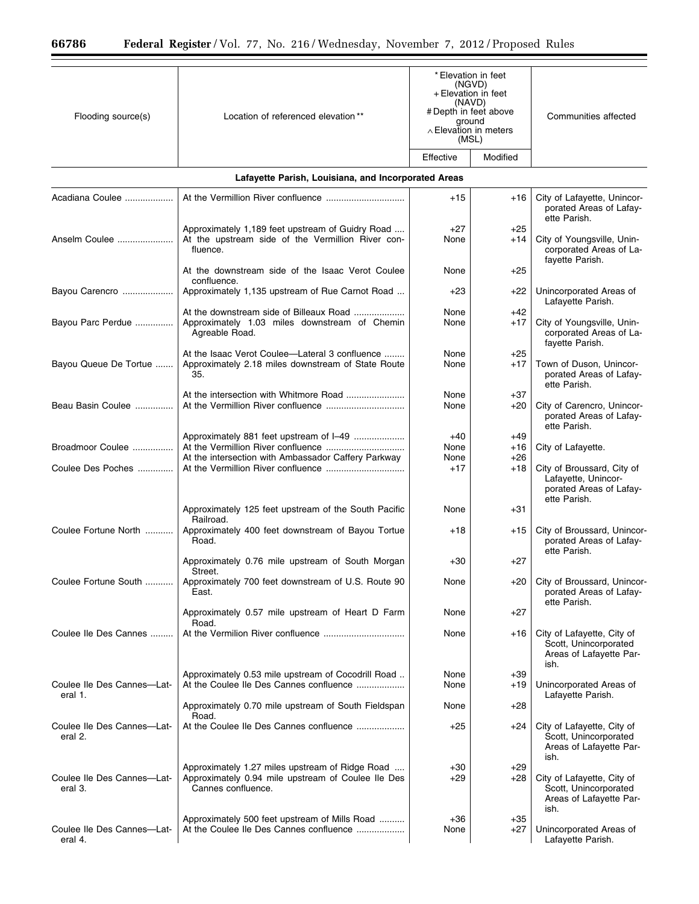| Flooding source(s) | Location of referenced elevation ** | * Elevation in feet (NGVD) + Elevation in feet (NAVD) # Depth in feet above ground ∧ Elevation in meters (MSL) | | Communities affected |
|---|---|---|---|---|
| | | Effective | Modified | |
| **Lafayette Parish, Louisiana, and Incorporated Areas** | | | | |
| Acadiana Coulee | At the Vermillion River confluence | +15 | +16 | City of Lafayette, Unincorporated Areas of Lafayette Parish. |
| | Approximately 1,189 feet upstream of Guidry Road | +27 | +25 | |
| Anselm Coulee | At the upstream side of the Vermillion River confluence. | None | +14 | City of Youngsville, Unincorporated Areas of Lafayette Parish. |
| | At the downstream side of the Isaac Verot Coulee confluence. | None | +25 | |
| Bayou Carencro | Approximately 1,135 upstream of Rue Carnot Road | +23 | +22 | Unincorporated Areas of Lafayette Parish. |
| | At the downstream side of Billeaux Road | None | +42 | |
| Bayou Parc Perdue | Approximately 1.03 miles downstream of Chemin Agreable Road. | None | +17 | City of Youngsville, Unincorporated Areas of Lafayette Parish. |
| | At the Isaac Verot Coulee—Lateral 3 confluence | None | +25 | |
| Bayou Queue De Tortue | Approximately 2.18 miles downstream of State Route 35. | None | +17 | Town of Duson, Unincorporated Areas of Lafayette Parish. |
| | At the intersection with Whitmore Road | None | +37 | |
| Beau Basin Coulee | At the Vermillion River confluence | None | +20 | City of Carencro, Unincorporated Areas of Lafayette Parish. |
| | Approximately 881 feet upstream of I–49 | +40 | +49 | |
| Broadmoor Coulee | At the Vermillion River confluence | None | +16 | City of Lafayette. |
| | At the intersection with Ambassador Caffery Parkway | None | +26 | |
| Coulee Des Poches | At the Vermillion River confluence | +17 | +18 | City of Broussard, City of Lafayette, Unincorporated Areas of Lafayette Parish. |
| | Approximately 125 feet upstream of the South Pacific Railroad. | None | +31 | |
| Coulee Fortune North | Approximately 400 feet downstream of Bayou Tortue Road. | +18 | +15 | City of Broussard, Unincorporated Areas of Lafayette Parish. |
| | Approximately 0.76 mile upstream of South Morgan Street. | +30 | +27 | |
| Coulee Fortune South | Approximately 700 feet downstream of U.S. Route 90 East. | None | +20 | City of Broussard, Unincorporated Areas of Lafayette Parish. |
| | Approximately 0.57 mile upstream of Heart D Farm Road. | None | +27 | |
| Coulee Ile Des Cannes | At the Vermilion River confluence | None | +16 | City of Lafayette, City of Scott, Unincorporated Areas of Lafayette Parish. |
| | Approximately 0.53 mile upstream of Cocodrill Road | None | +39 | |
| Coulee Ile Des Cannes—Lateral 1. | At the Coulee Ile Des Cannes confluence | None | +19 | Unincorporated Areas of Lafayette Parish. |
| | Approximately 0.70 mile upstream of South Fieldspan Road. | None | +28 | |
| Coulee Ile Des Cannes—Lateral 2. | At the Coulee Ile Des Cannes confluence | +25 | +24 | City of Lafayette, City of Scott, Unincorporated Areas of Lafayette Parish. |
| | Approximately 1.27 miles upstream of Ridge Road | +30 | +29 | |
| Coulee Ile Des Cannes—Lateral 3. | Approximately 0.94 mile upstream of Coulee Ile Des Cannes confluence. | +29 | +28 | City of Lafayette, City of Scott, Unincorporated Areas of Lafayette Parish. |
| | Approximately 500 feet upstream of Mills Road | +36 | +35 | |
| Coulee Ile Des Cannes—Lateral 4. | At the Coulee Ile Des Cannes confluence | None | +27 | Unincorporated Areas of Lafayette Parish. |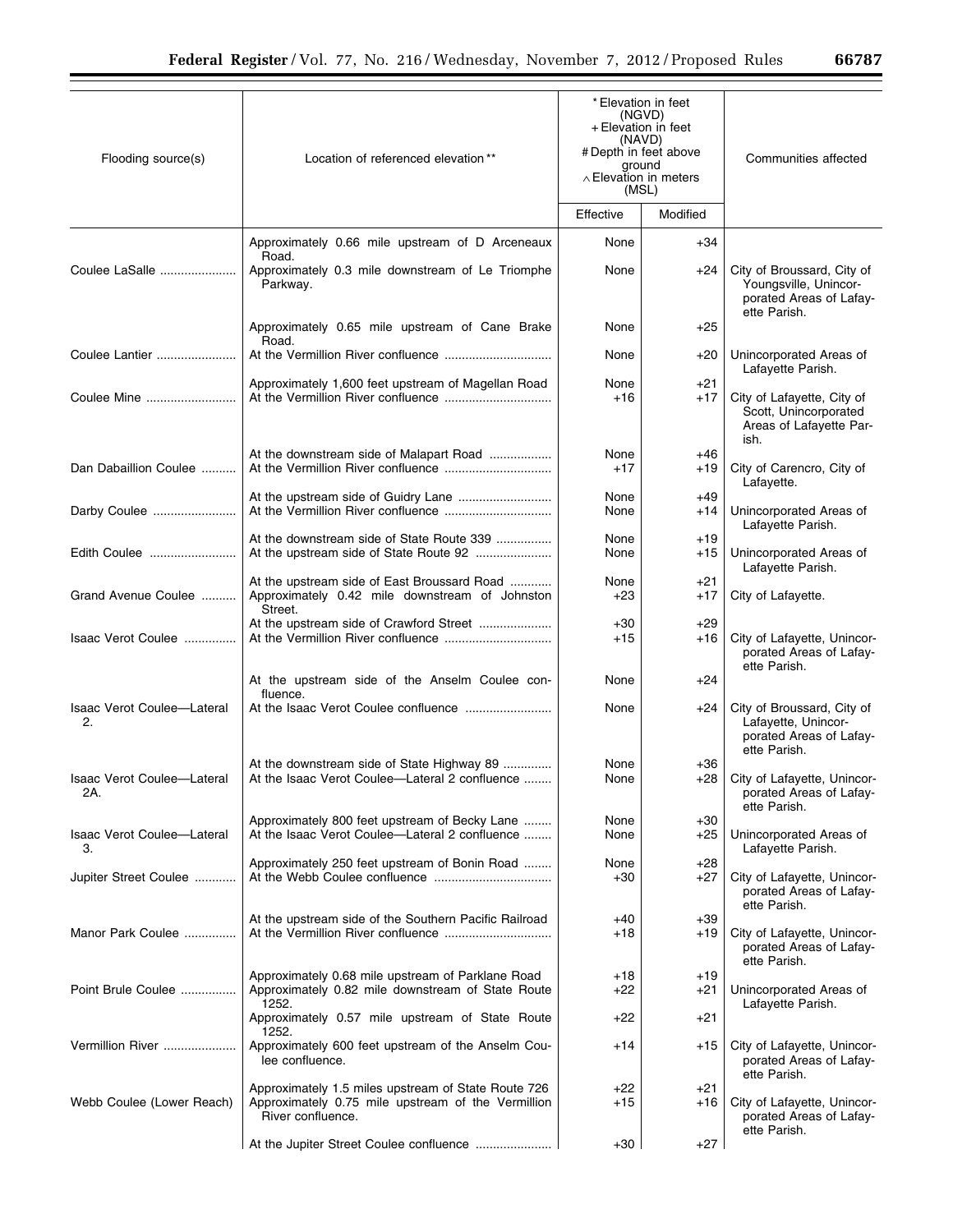| Flooding source(s) | Location of referenced elevation ** | * Elevation in feet (NGVD) + Elevation in feet (NAVD) # Depth in feet above ground ∧ Elevation in meters (MSL) | | Communities affected |
|---|---|---|---|---|
| | | Effective | Modified | |
| | Approximately 0.66 mile upstream of D Arceneaux Road. | None | +34 | |
| Coulee LaSalle | Approximately 0.3 mile downstream of Le Triomphe Parkway. | None | +24 | City of Broussard, City of Youngsville, Unincorporated Areas of Lafayette Parish. |
| | Approximately 0.65 mile upstream of Cane Brake Road. | None | +25 | |
| Coulee Lantier | At the Vermillion River confluence | None | +20 | Unincorporated Areas of Lafayette Parish. |
| | Approximately 1,600 feet upstream of Magellan Road | None | +21 | |
| Coulee Mine | At the Vermillion River confluence | +16 | +17 | City of Lafayette, City of Scott, Unincorporated Areas of Lafayette Parish. |
| | At the downstream side of Malapart Road | None | +46 | |
| Dan Dabaillion Coulee | At the Vermillion River confluence | +17 | +19 | City of Carencro, City of Lafayette. |
| | At the upstream side of Guidry Lane | None | +49 | |
| Darby Coulee | At the Vermillion River confluence | None | +14 | Unincorporated Areas of Lafayette Parish. |
| | At the downstream side of State Route 339 | None | +19 | |
| Edith Coulee | At the upstream side of State Route 92 | None | +15 | Unincorporated Areas of Lafayette Parish. |
| | At the upstream side of East Broussard Road | None | +21 | |
| Grand Avenue Coulee | Approximately 0.42 mile downstream of Johnston Street. | +23 | +17 | City of Lafayette. |
| | At the upstream side of Crawford Street | +30 | +29 | |
| Isaac Verot Coulee | At the Vermillion River confluence | +15 | +16 | City of Lafayette, Unincorporated Areas of Lafayette Parish. |
| | At the upstream side of the Anselm Coulee confluence. | None | +24 | |
| Isaac Verot Coulee—Lateral 2. | At the Isaac Verot Coulee confluence | None | +24 | City of Broussard, City of Lafayette, Unincorporated Areas of Lafayette Parish. |
| | At the downstream side of State Highway 89 | None | +36 | |
| Isaac Verot Coulee—Lateral 2A. | At the Isaac Verot Coulee—Lateral 2 confluence | None | +28 | City of Lafayette, Unincorporated Areas of Lafayette Parish. |
| | Approximately 800 feet upstream of Becky Lane | None | +30 | |
| Isaac Verot Coulee—Lateral 3. | At the Isaac Verot Coulee—Lateral 2 confluence | None | +25 | Unincorporated Areas of Lafayette Parish. |
| | Approximately 250 feet upstream of Bonin Road | None | +28 | |
| Jupiter Street Coulee | At the Webb Coulee confluence | +30 | +27 | City of Lafayette, Unincorporated Areas of Lafayette Parish. |
| | At the upstream side of the Southern Pacific Railroad | +40 | +39 | |
| Manor Park Coulee | At the Vermillion River confluence | +18 | +19 | City of Lafayette, Unincorporated Areas of Lafayette Parish. |
| | Approximately 0.68 mile upstream of Parklane Road | +18 | +19 | |
| Point Brule Coulee | Approximately 0.82 mile downstream of State Route 1252. | +22 | +21 | Unincorporated Areas of Lafayette Parish. |
| | Approximately 0.57 mile upstream of State Route 1252. | +22 | +21 | |
| Vermillion River | Approximately 600 feet upstream of the Anselm Coulee confluence. | +14 | +15 | City of Lafayette, Unincorporated Areas of Lafayette Parish. |
| | Approximately 1.5 miles upstream of State Route 726 | +22 | +21 | |
| Webb Coulee (Lower Reach) | Approximately 0.75 mile upstream of the Vermillion River confluence. | +15 | +16 | City of Lafayette, Unincorporated Areas of Lafayette Parish. |
| | At the Jupiter Street Coulee confluence | +30 | +27 | |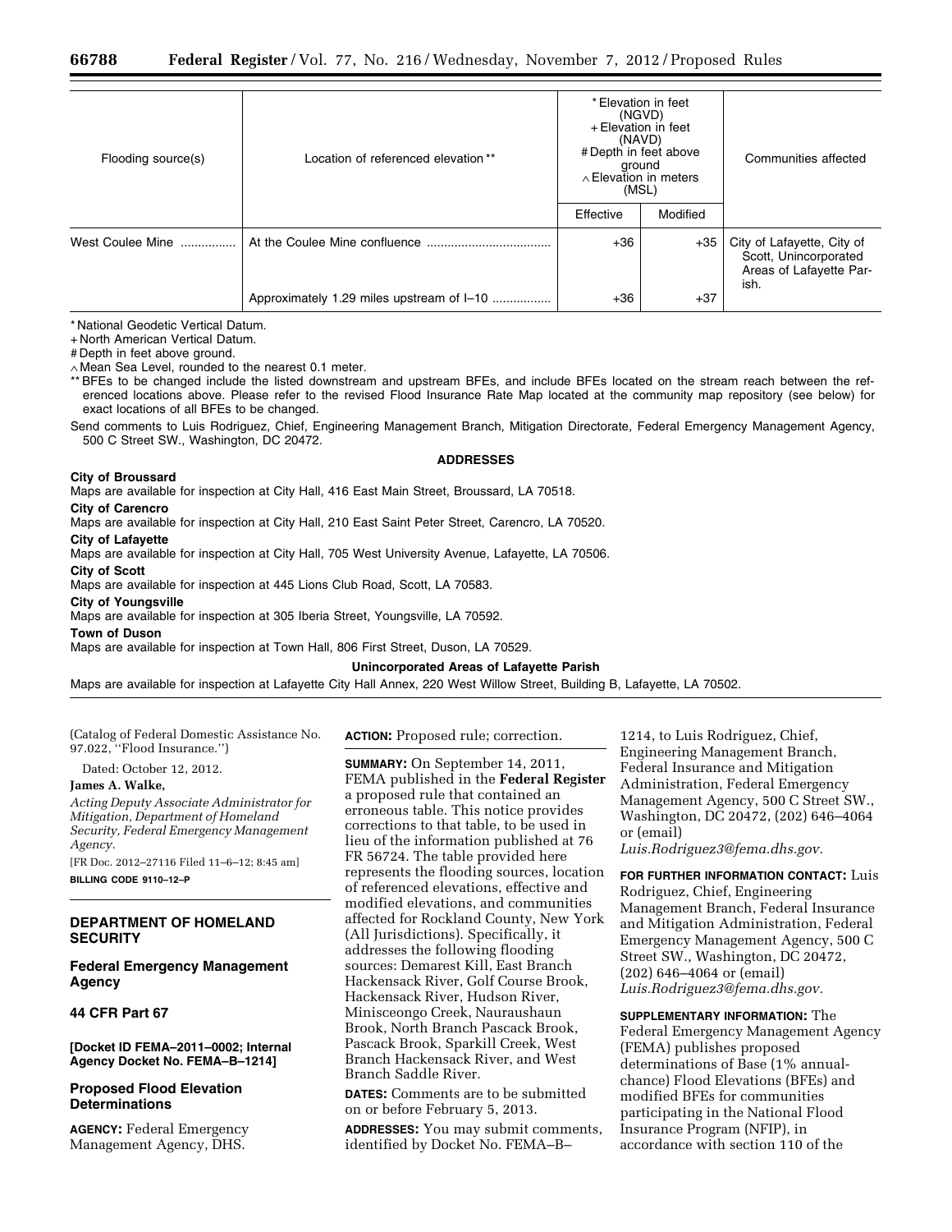| Flooding source(s) | Location of referenced elevation ** | * Elevation in feet (NGVD) + Elevation in feet (NAVD) # Depth in feet above ground ∧ Elevation in meters (MSL) | | Communities affected |
|---|---|---|---|---|
| | | Effective | Modified | |
| West Coulee Mine | At the Coulee Mine confluence | +36 | +35 | City of Lafayette, City of Scott, Unincorporated Areas of Lafayette Parish. |
| | Approximately 1.29 miles upstream of I–10 | +36 | +37 | |

* National Geodetic Vertical Datum.

+ North American Vertical Datum.

# Depth in feet above ground.

∧ Mean Sea Level, rounded to the nearest 0.1 meter.

** BFEs to be changed include the listed downstream and upstream BFEs, and include BFEs located on the stream reach between the referenced locations above. Please refer to the revised Flood Insurance Rate Map located at the community map repository (see below) for exact locations of all BFEs to be changed.

Send comments to Luis Rodriguez, Chief, Engineering Management Branch, Mitigation Directorate, Federal Emergency Management Agency, 500 C Street SW., Washington, DC 20472.

**ADDRESSES**

**City of Broussard**

Maps are available for inspection at City Hall, 416 East Main Street, Broussard, LA 70518.

**City of Carencro**

Maps are available for inspection at City Hall, 210 East Saint Peter Street, Carencro, LA 70520.

**City of Lafayette**

Maps are available for inspection at City Hall, 705 West University Avenue, Lafayette, LA 70506.

**City of Scott**

Maps are available for inspection at 445 Lions Club Road, Scott, LA 70583.

**City of Youngsville**

Maps are available for inspection at 305 Iberia Street, Youngsville, LA 70592.

**Town of Duson**

Maps are available for inspection at Town Hall, 806 First Street, Duson, LA 70529.

**Unincorporated Areas of Lafayette Parish**

Maps are available for inspection at Lafayette City Hall Annex, 220 West Willow Street, Building B, Lafayette, LA 70502.

(Catalog of Federal Domestic Assistance No. 97.022, ''Flood Insurance.'')

Dated: October 12, 2012.

**James A. Walke,**

*Acting Deputy Associate Administrator for Mitigation, Department of Homeland Security, Federal Emergency Management Agency.*

[FR Doc. 2012–27116 Filed 11–6–12; 8:45 am]

**BILLING CODE 9110–12–P**

## DEPARTMENT OF HOMELAND SECURITY

### Federal Emergency Management Agency

### 44 CFR Part 67

**[Docket ID FEMA–2011–0002; Internal Agency Docket No. FEMA–B–1214]**

### Proposed Flood Elevation Determinations

**AGENCY:** Federal Emergency Management Agency, DHS.

**ACTION:** Proposed rule; correction.

**SUMMARY:** On September 14, 2011, FEMA published in the **Federal Register** a proposed rule that contained an erroneous table. This notice provides corrections to that table, to be used in lieu of the information published at 76 FR 56724. The table provided here represents the flooding sources, location of referenced elevations, effective and modified elevations, and communities affected for Rockland County, New York (All Jurisdictions). Specifically, it addresses the following flooding sources: Demarest Kill, East Branch Hackensack River, Golf Course Brook, Hackensack River, Hudson River, Minisceongo Creek, Nauraushaun Brook, North Branch Pascack Brook, Pascack Brook, Sparkill Creek, West Branch Hackensack River, and West Branch Saddle River.

**DATES:** Comments are to be submitted on or before February 5, 2013.

**ADDRESSES:** You may submit comments, identified by Docket No. FEMA–B–1214, to Luis Rodriguez, Chief, Engineering Management Branch, Federal Insurance and Mitigation Administration, Federal Emergency Management Agency, 500 C Street SW., Washington, DC 20472, (202) 646–4064 or (email) *Luis.Rodriguez3@fema.dhs.gov*.

**FOR FURTHER INFORMATION CONTACT:** Luis Rodriguez, Chief, Engineering Management Branch, Federal Insurance and Mitigation Administration, Federal Emergency Management Agency, 500 C Street SW., Washington, DC 20472, (202) 646–4064 or (email) *Luis.Rodriguez3@fema.dhs.gov.*

**SUPPLEMENTARY INFORMATION:** The Federal Emergency Management Agency (FEMA) publishes proposed determinations of Base (1% annual-chance) Flood Elevations (BFEs) and modified BFEs for communities participating in the National Flood Insurance Program (NFIP), in accordance with section 110 of the